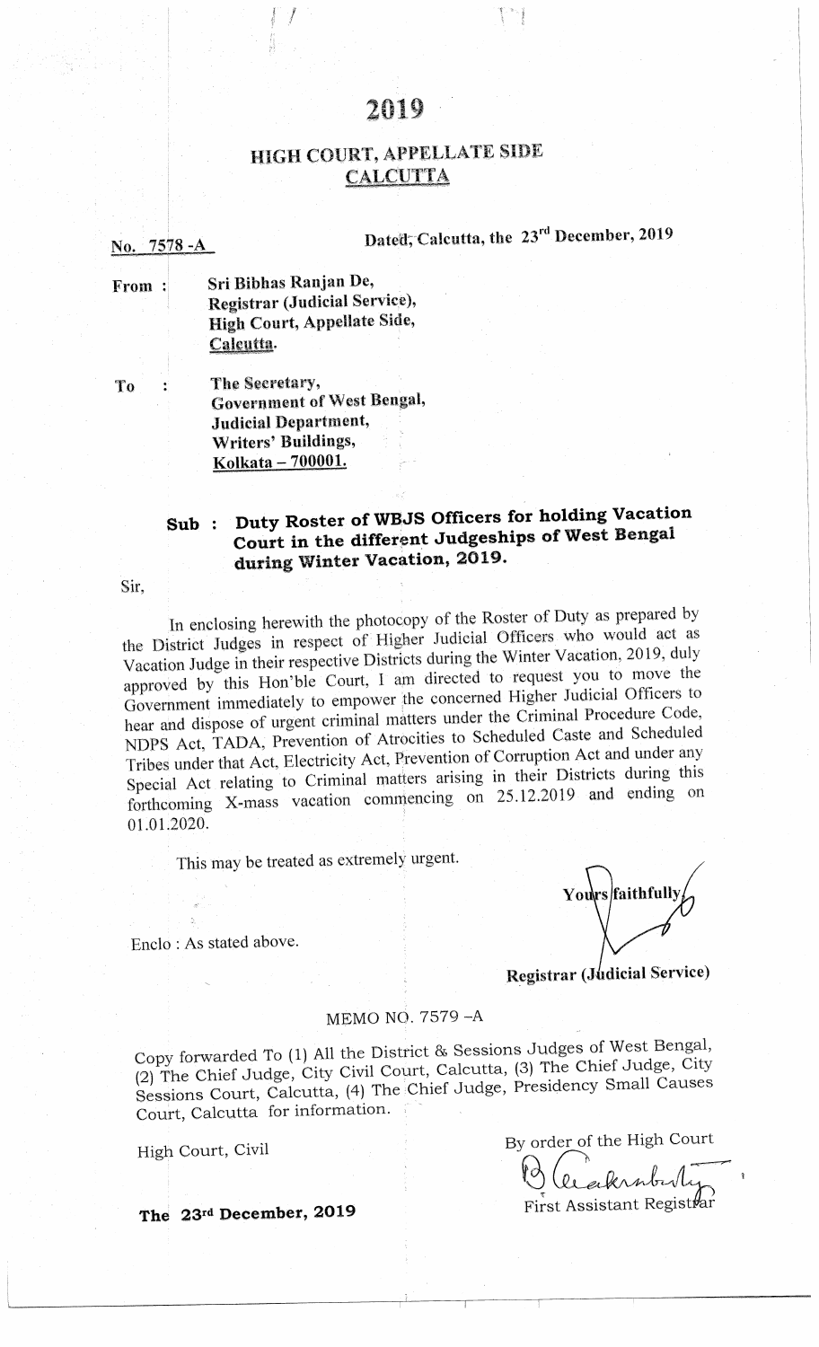# 2019

## HIGH COURT, APPELLATE SIDE
## CALCUTTA

No. 7578 -A Dated, Calcutta, the 23rd December, 2019

From : Sri Bibhas Ranjan De,
Registrar (Judicial Service),
High Court, Appellate Side,
Calcutta.

To : The Secretary,
Government of West Bengal,
Judicial Department,
Writers' Buildings,
Kolkata – 700001.

**Sub : Duty Roster of WBJS Officers for holding Vacation Court in the different Judgeships of West Bengal during Winter Vacation, 2019.**

Sir,

In enclosing herewith the photocopy of the Roster of Duty as prepared by the District Judges in respect of Higher Judicial Officers who would act as Vacation Judge in their respective Districts during the Winter Vacation, 2019, duly approved by this Hon'ble Court, I am directed to request you to move the Government immediately to empower the concerned Higher Judicial Officers to hear and dispose of urgent criminal matters under the Criminal Procedure Code, NDPS Act, TADA, Prevention of Atrocities to Scheduled Caste and Scheduled Tribes under that Act, Electricity Act, Prevention of Corruption Act and under any Special Act relating to Criminal matters arising in their Districts during this forthcoming X-mass vacation commencing on 25.12.2019 and ending on 01.01.2020.

This may be treated as extremely urgent.

Yours faithfully,

Registrar (Judicial Service)

Enclo : As stated above.

MEMO NO. 7579 –A

Copy forwarded To (1) All the District & Sessions Judges of West Bengal, (2) The Chief Judge, City Civil Court, Calcutta, (3) The Chief Judge, City Sessions Court, Calcutta, (4) The Chief Judge, Presidency Small Causes Court, Calcutta for information.

High Court, Civil

By order of the High Court

First Assistant Registrar

**The 23rd December, 2019**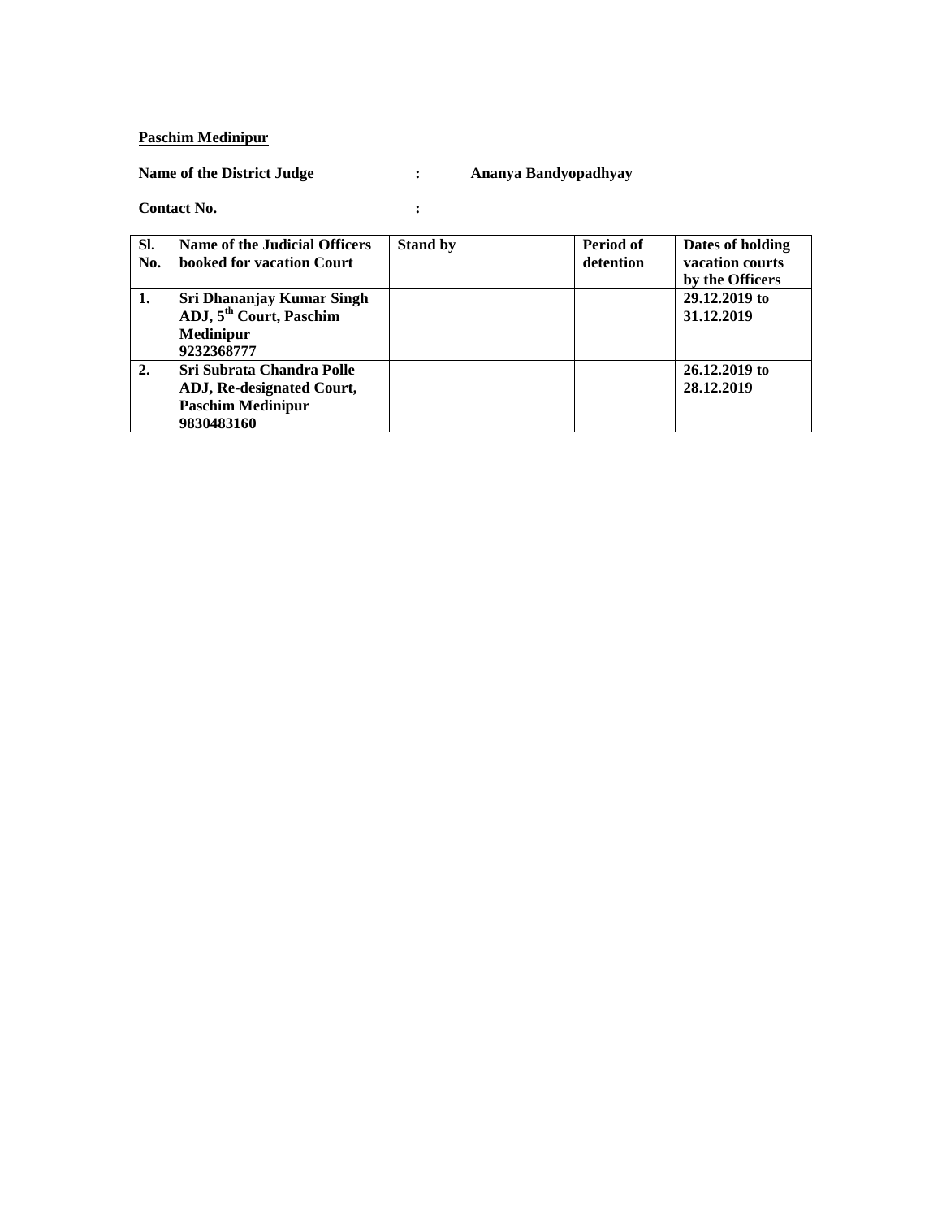**Paschim Medinipur**

**Name of the District Judge : Ananya Bandyopadhyay**

**Contact No. :**

| Sl. No. | Name of the Judicial Officers booked for vacation Court | Stand by | Period of detention | Dates of holding vacation courts by the Officers |
|---|---|---|---|---|
| 1. | Sri Dhananjay Kumar Singh ADJ, 5th Court, Paschim Medinipur 9232368777 | | | 29.12.2019 to 31.12.2019 |
| 2. | Sri Subrata Chandra Polle ADJ, Re-designated Court, Paschim Medinipur 9830483160 | | | 26.12.2019 to 28.12.2019 |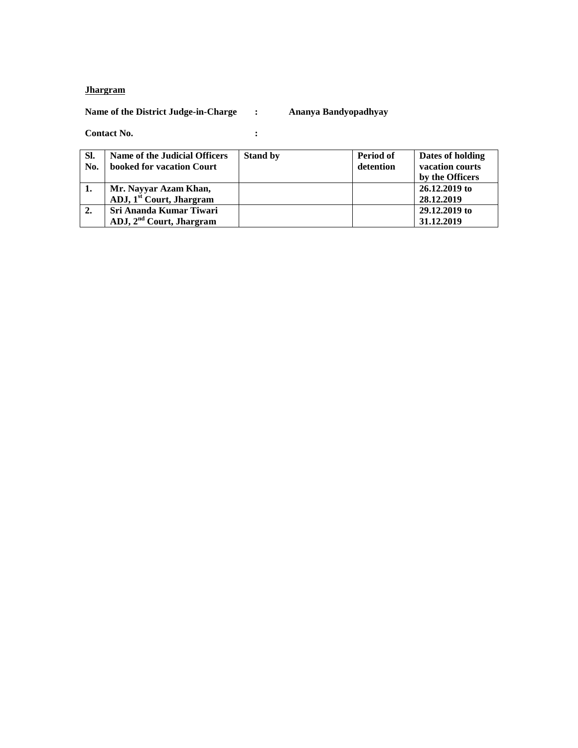**Jhargram**

**Name of the District Judge-in-Charge : Ananya Bandyopadhyay**

**Contact No. :**

| Sl. No. | Name of the Judicial Officers booked for vacation Court | Stand by | Period of detention | Dates of holding vacation courts by the Officers |
|---|---|---|---|---|
| 1. | Mr. Nayyar Azam Khan, ADJ, 1st Court, Jhargram | | | 26.12.2019 to 28.12.2019 |
| 2. | Sri Ananda Kumar Tiwari ADJ, 2nd Court, Jhargram | | | 29.12.2019 to 31.12.2019 |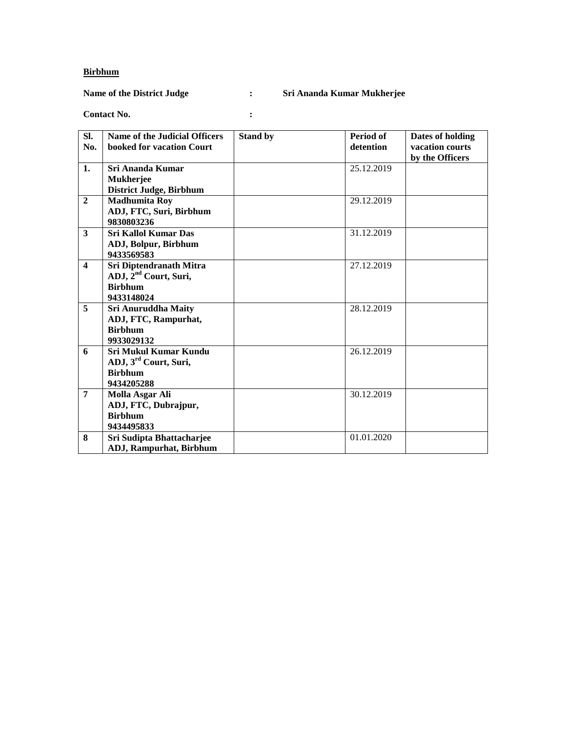**Birbhum**

**Name of the District Judge : Sri Ananda Kumar Mukherjee**

**Contact No. :**

| Sl. No. | Name of the Judicial Officers booked for vacation Court | Stand by | Period of detention | Dates of holding vacation courts by the Officers |
|---|---|---|---|---|
| **1.** | **Sri Ananda Kumar Mukherjee District Judge, Birbhum** | | 25.12.2019 | |
| **2** | **Madhumita Roy ADJ, FTC, Suri, Birbhum 9830803236** | | 29.12.2019 | |
| **3** | **Sri Kallol Kumar Das ADJ, Bolpur, Birbhum 9433569583** | | 31.12.2019 | |
| **4** | **Sri Diptendranath Mitra ADJ, 2nd Court, Suri, Birbhum 9433148024** | | 27.12.2019 | |
| **5** | **Sri Anuruddha Maity ADJ, FTC, Rampurhat, Birbhum 9933029132** | | 28.12.2019 | |
| **6** | **Sri Mukul Kumar Kundu ADJ, 3rd Court, Suri, Birbhum 9434205288** | | 26.12.2019 | |
| **7** | **Molla Asgar Ali ADJ, FTC, Dubrajpur, Birbhum 9434495833** | | 30.12.2019 | |
| **8** | **Sri Sudipta Bhattacharjee ADJ, Rampurhat, Birbhum** | | 01.01.2020 | |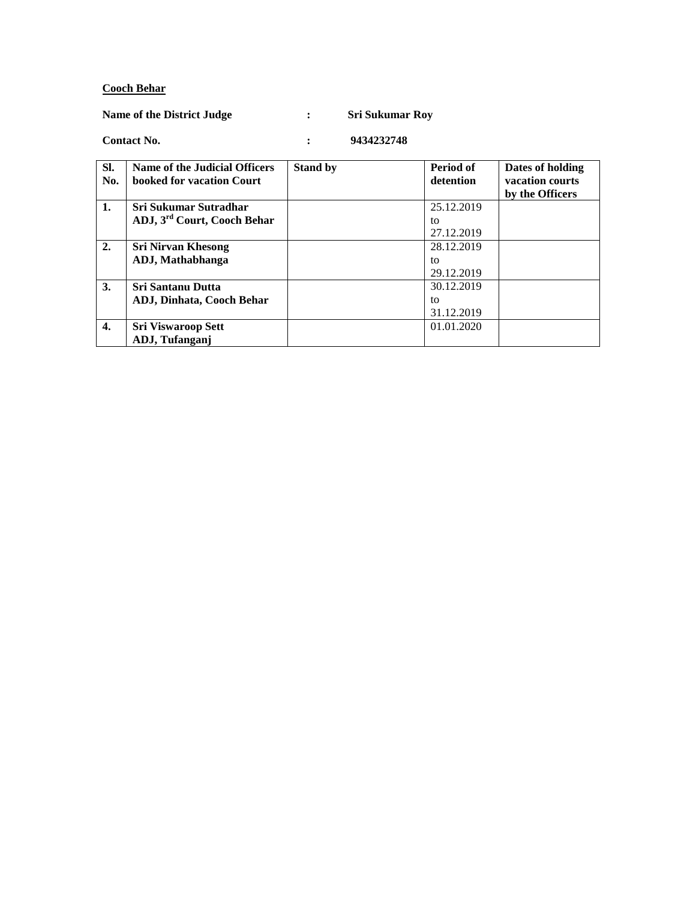**Cooch Behar**

**Name of the District Judge : Sri Sukumar Roy**

**Contact No. : 9434232748**

| Sl. No. | Name of the Judicial Officers booked for vacation Court | Stand by | Period of detention | Dates of holding vacation courts by the Officers |
|---|---|---|---|---|
| 1. | **Sri Sukumar Sutradhar ADJ, 3rd Court, Cooch Behar** | | 25.12.2019 to 27.12.2019 | |
| 2. | **Sri Nirvan Khesong ADJ, Mathabhanga** | | 28.12.2019 to 29.12.2019 | |
| 3. | **Sri Santanu Dutta ADJ, Dinhata, Cooch Behar** | | 30.12.2019 to 31.12.2019 | |
| 4. | **Sri Viswaroop Sett ADJ, Tufanganj** | | 01.01.2020 | |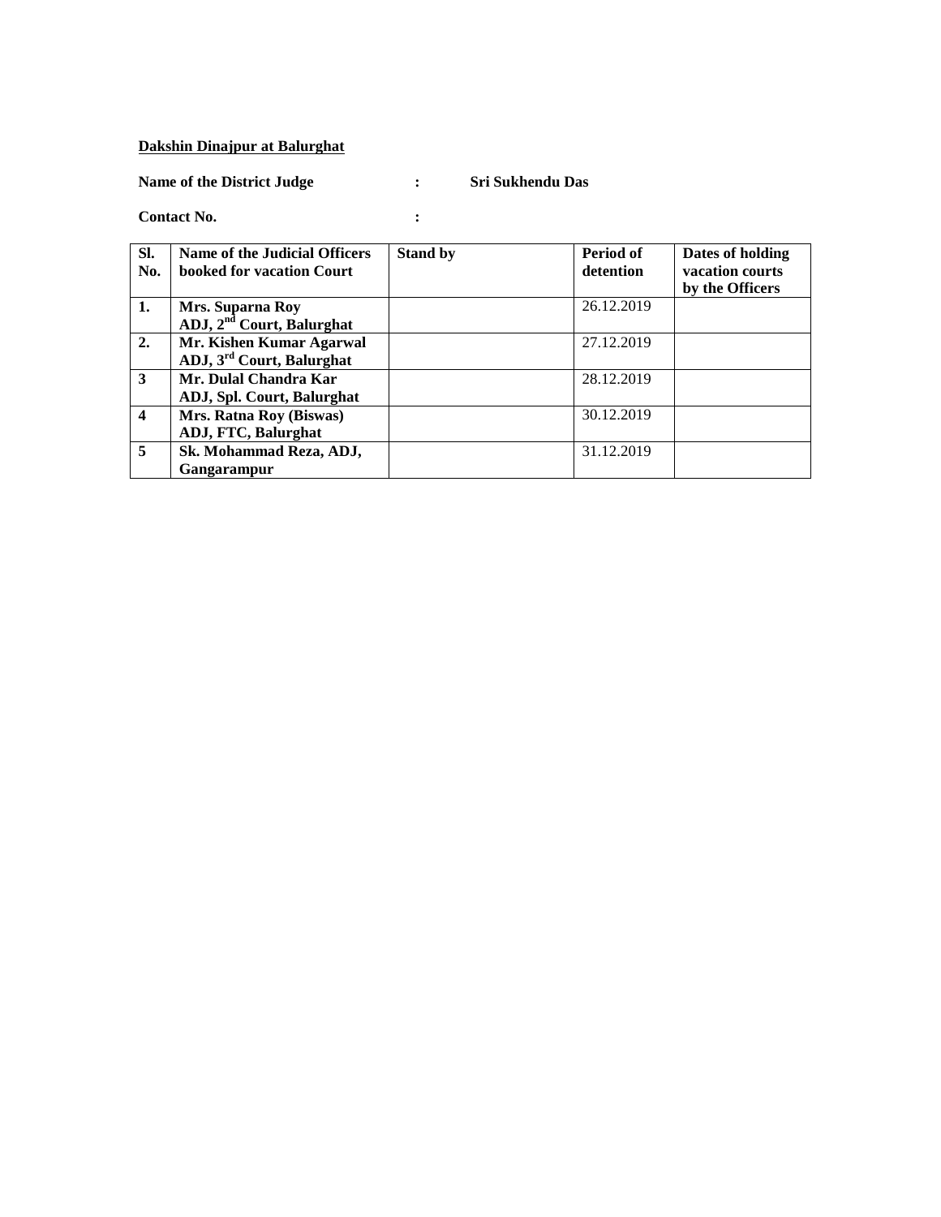**Dakshin Dinajpur at Balurghat**

**Name of the District Judge** : **Sri Sukhendu Das**

**Contact No.** :

| Sl. No. | Name of the Judicial Officers booked for vacation Court | Stand by | Period of detention | Dates of holding vacation courts by the Officers |
|---|---|---|---|---|
| **1.** | **Mrs. Suparna Roy ADJ, 2nd Court, Balurghat** | | 26.12.2019 | |
| **2.** | **Mr. Kishen Kumar Agarwal ADJ, 3rd Court, Balurghat** | | 27.12.2019 | |
| **3** | **Mr. Dulal Chandra Kar ADJ, Spl. Court, Balurghat** | | 28.12.2019 | |
| **4** | **Mrs. Ratna Roy (Biswas) ADJ, FTC, Balurghat** | | 30.12.2019 | |
| **5** | **Sk. Mohammad Reza, ADJ, Gangarampur** | | 31.12.2019 | |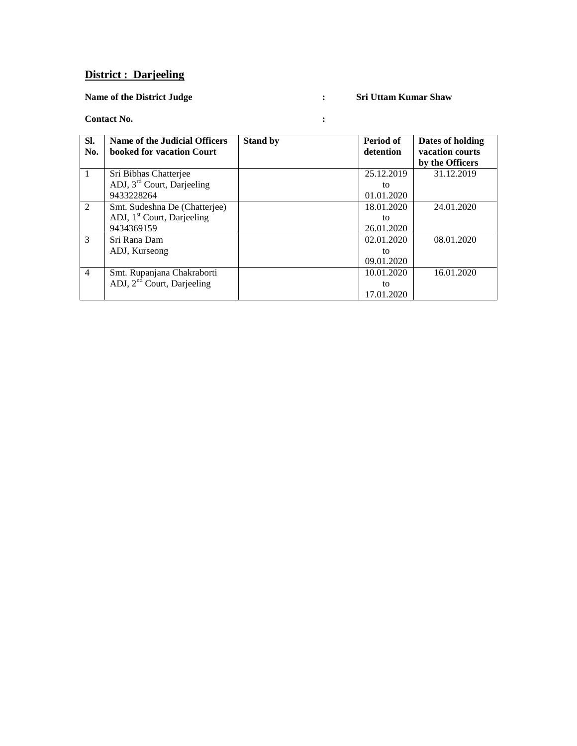## District : Darjeeling

**Name of the District Judge : Sri Uttam Kumar Shaw**

**Contact No. :**

| Sl. No. | Name of the Judicial Officers booked for vacation Court | Stand by | Period of detention | Dates of holding vacation courts by the Officers |
|---|---|---|---|---|
| 1 | Sri Bibhas Chatterjee<br>ADJ, 3rd Court, Darjeeling<br>9433228264 | | 25.12.2019<br>to<br>01.01.2020 | 31.12.2019 |
| 2 | Smt. Sudeshna De (Chatterjee)<br>ADJ, 1st Court, Darjeeling<br>9434369159 | | 18.01.2020<br>to<br>26.01.2020 | 24.01.2020 |
| 3 | Sri Rana Dam<br>ADJ, Kurseong | | 02.01.2020<br>to<br>09.01.2020 | 08.01.2020 |
| 4 | Smt. Rupanjana Chakraborti<br>ADJ, 2nd Court, Darjeeling | | 10.01.2020<br>to<br>17.01.2020 | 16.01.2020 |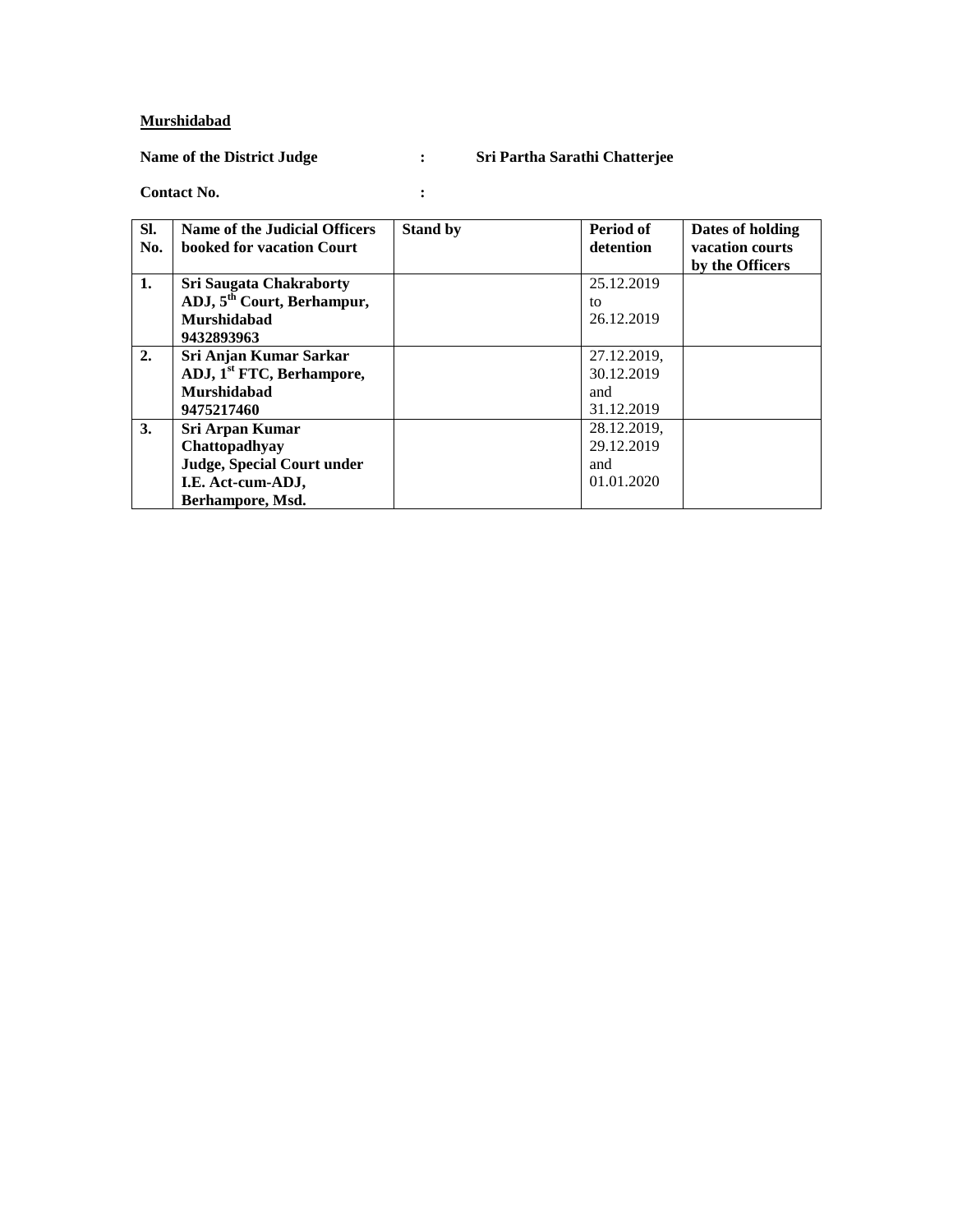**Murshidabad**

**Name of the District Judge : Sri Partha Sarathi Chatterjee**

**Contact No. :**

| Sl. No. | Name of the Judicial Officers booked for vacation Court | Stand by | Period of detention | Dates of holding vacation courts by the Officers |
|---|---|---|---|---|
| **1.** | **Sri Saugata Chakraborty ADJ, 5th Court, Berhampur, Murshidabad 9432893963** | | 25.12.2019 to 26.12.2019 | |
| **2.** | **Sri Anjan Kumar Sarkar ADJ, 1st FTC, Berhampore, Murshidabad 9475217460** | | 27.12.2019, 30.12.2019 and 31.12.2019 | |
| **3.** | **Sri Arpan Kumar Chattopadhyay Judge, Special Court under I.E. Act-cum-ADJ, Berhampore, Msd.** | | 28.12.2019, 29.12.2019 and 01.01.2020 | |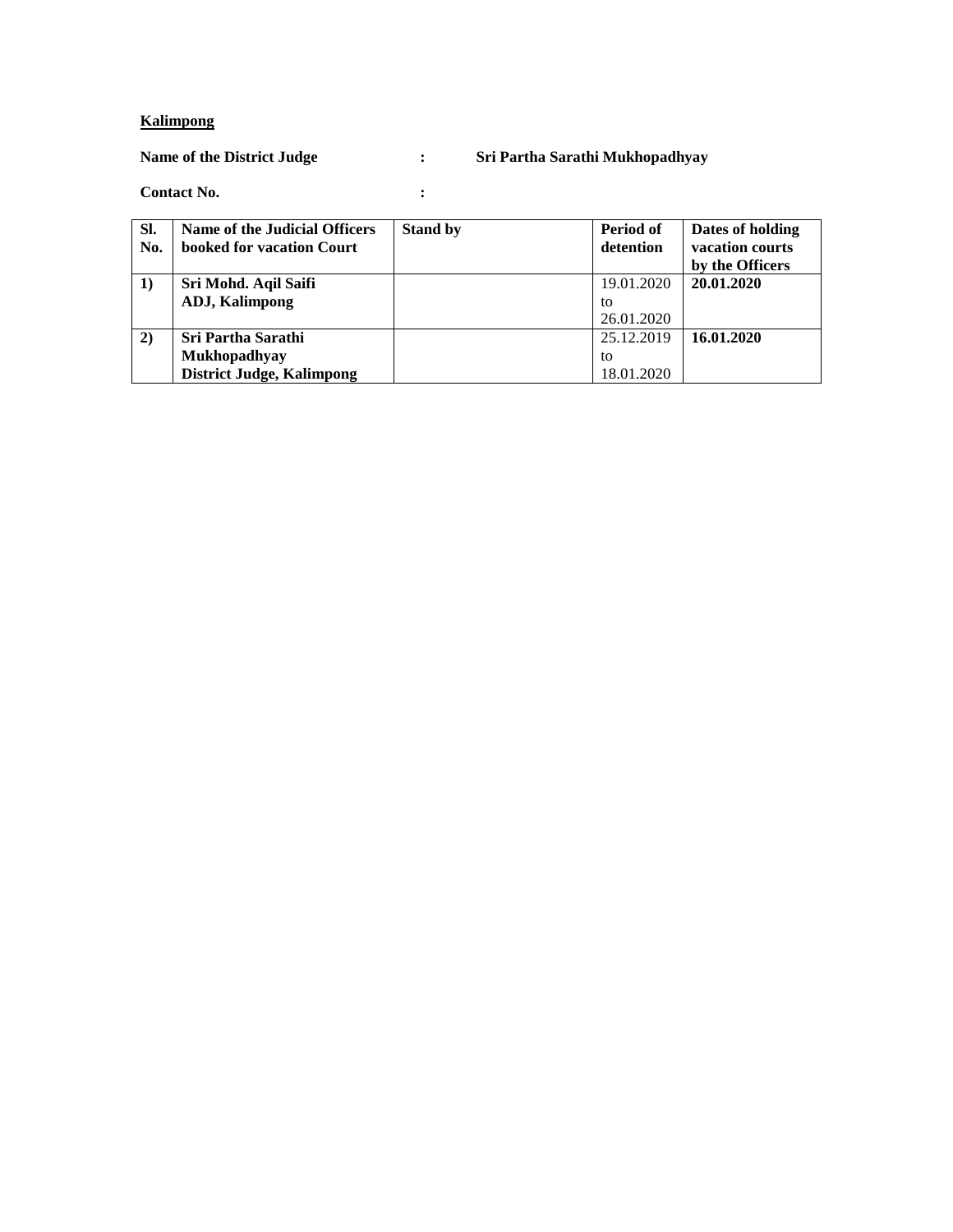**Kalimpong**

**Name of the District Judge : Sri Partha Sarathi Mukhopadhyay**

**Contact No. :**

| **Sl. No.** | **Name of the Judicial Officers booked for vacation Court** | **Stand by** | **Period of detention** | **Dates of holding vacation courts by the Officers** |
|---|---|---|---|---|
| **1)** | **Sri Mohd. Aqil Saifi ADJ, Kalimpong** | | 19.01.2020 to 26.01.2020 | **20.01.2020** |
| **2)** | **Sri Partha Sarathi Mukhopadhyay District Judge, Kalimpong** | | 25.12.2019 to 18.01.2020 | **16.01.2020** |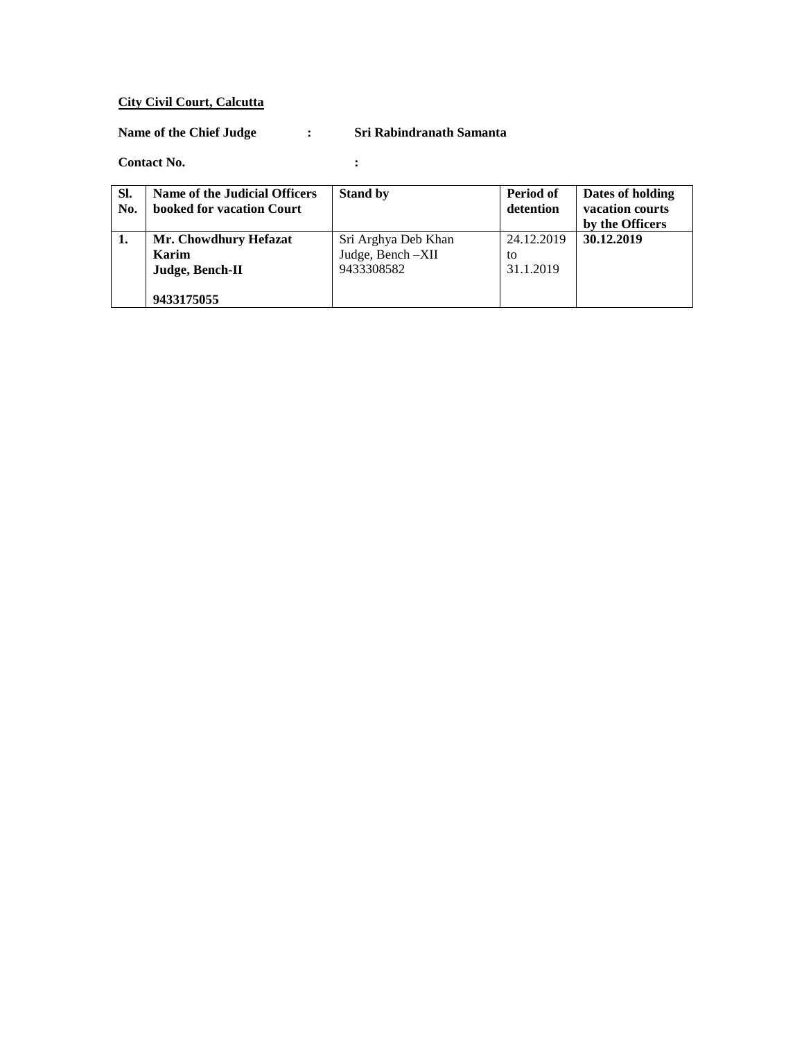**City Civil Court, Calcutta**

**Name of the Chief Judge : Sri Rabindranath Samanta**

**Contact No. :**

| Sl. No. | Name of the Judicial Officers booked for vacation Court | Stand by | Period of detention | Dates of holding vacation courts by the Officers |
|---|---|---|---|---|
| **1.** | **Mr. Chowdhury Hefazat Karim**<br>**Judge, Bench-II**<br><br>**9433175055** | Sri Arghya Deb Khan<br>Judge, Bench –XII<br>9433308582 | 24.12.2019<br>to<br>31.1.2019 | **30.12.2019** |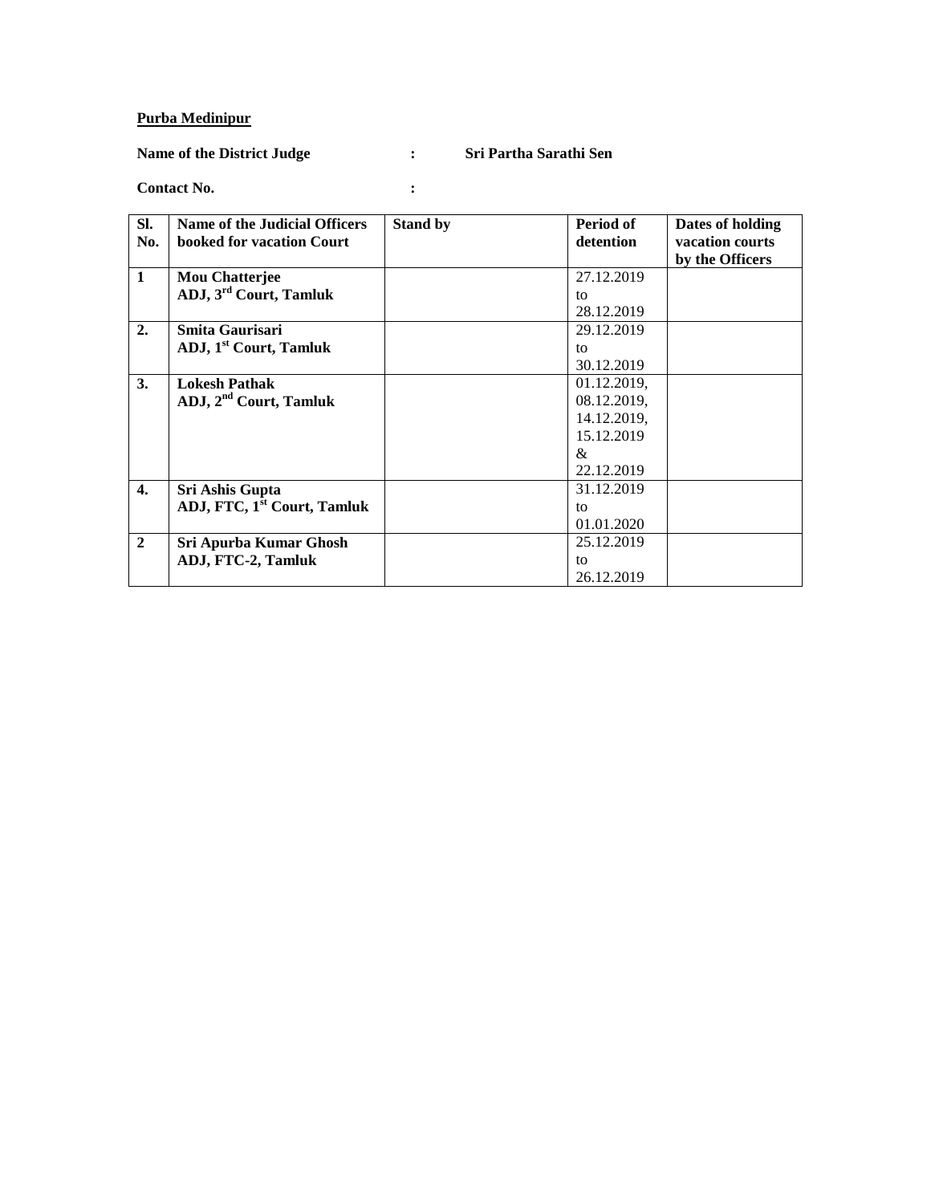**Purba Medinipur**

**Name of the District Judge : Sri Partha Sarathi Sen**

**Contact No. :**

| Sl. No. | Name of the Judicial Officers booked for vacation Court | Stand by | Period of detention | Dates of holding vacation courts by the Officers |
|---|---|---|---|---|
| **1** | **Mou Chatterjee** **ADJ, 3rd Court, Tamluk** | | 27.12.2019 to 28.12.2019 | |
| **2.** | **Smita Gaurisari** **ADJ, 1st Court, Tamluk** | | 29.12.2019 to 30.12.2019 | |
| **3.** | **Lokesh Pathak** **ADJ, 2nd Court, Tamluk** | | 01.12.2019, 08.12.2019, 14.12.2019, 15.12.2019 & 22.12.2019 | |
| **4.** | **Sri Ashis Gupta** **ADJ, FTC, 1st Court, Tamluk** | | 31.12.2019 to 01.01.2020 | |
| **2** | **Sri Apurba Kumar Ghosh** **ADJ, FTC-2, Tamluk** | | 25.12.2019 to 26.12.2019 | |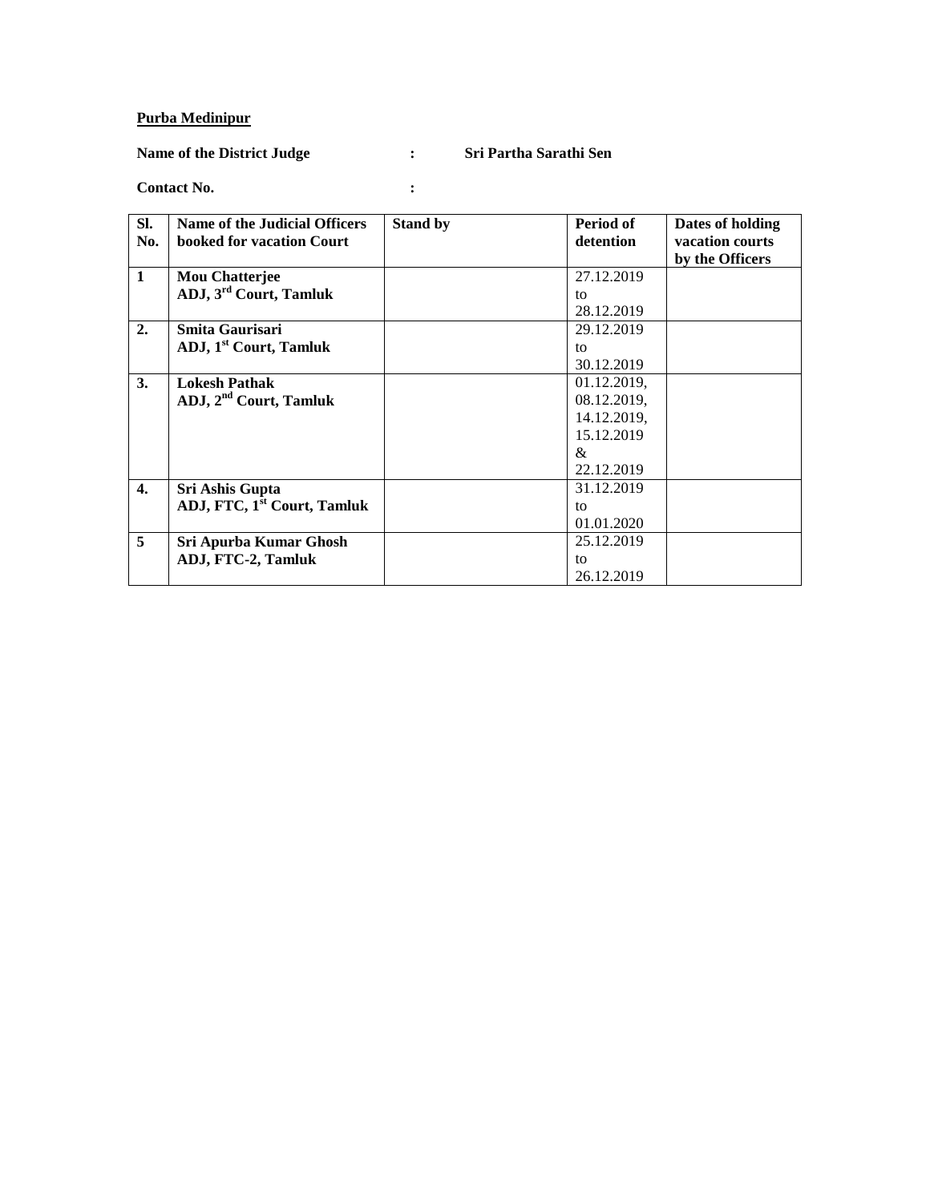**<u>Purba Medinipur</u>**

**Name of the District Judge : Sri Partha Sarathi Sen**

**Contact No. :**

| **Sl. No.** | **Name of the Judicial Officers booked for vacation Court** | **Stand by** | **Period of detention** | **Dates of holding vacation courts by the Officers** |
|---|---|---|---|---|
| **1** | **Mou Chatterjee**<br>**ADJ, 3rd Court, Tamluk** | | 27.12.2019 to 28.12.2019 | |
| **2.** | **Smita Gaurisari**<br>**ADJ, 1st Court, Tamluk** | | 29.12.2019 to 30.12.2019 | |
| **3.** | **Lokesh Pathak**<br>**ADJ, 2nd Court, Tamluk** | | 01.12.2019, 08.12.2019, 14.12.2019, 15.12.2019 & 22.12.2019 | |
| **4.** | **Sri Ashis Gupta**<br>**ADJ, FTC, 1st Court, Tamluk** | | 31.12.2019 to 01.01.2020 | |
| **5** | **Sri Apurba Kumar Ghosh**<br>**ADJ, FTC-2, Tamluk** | | 25.12.2019 to 26.12.2019 | |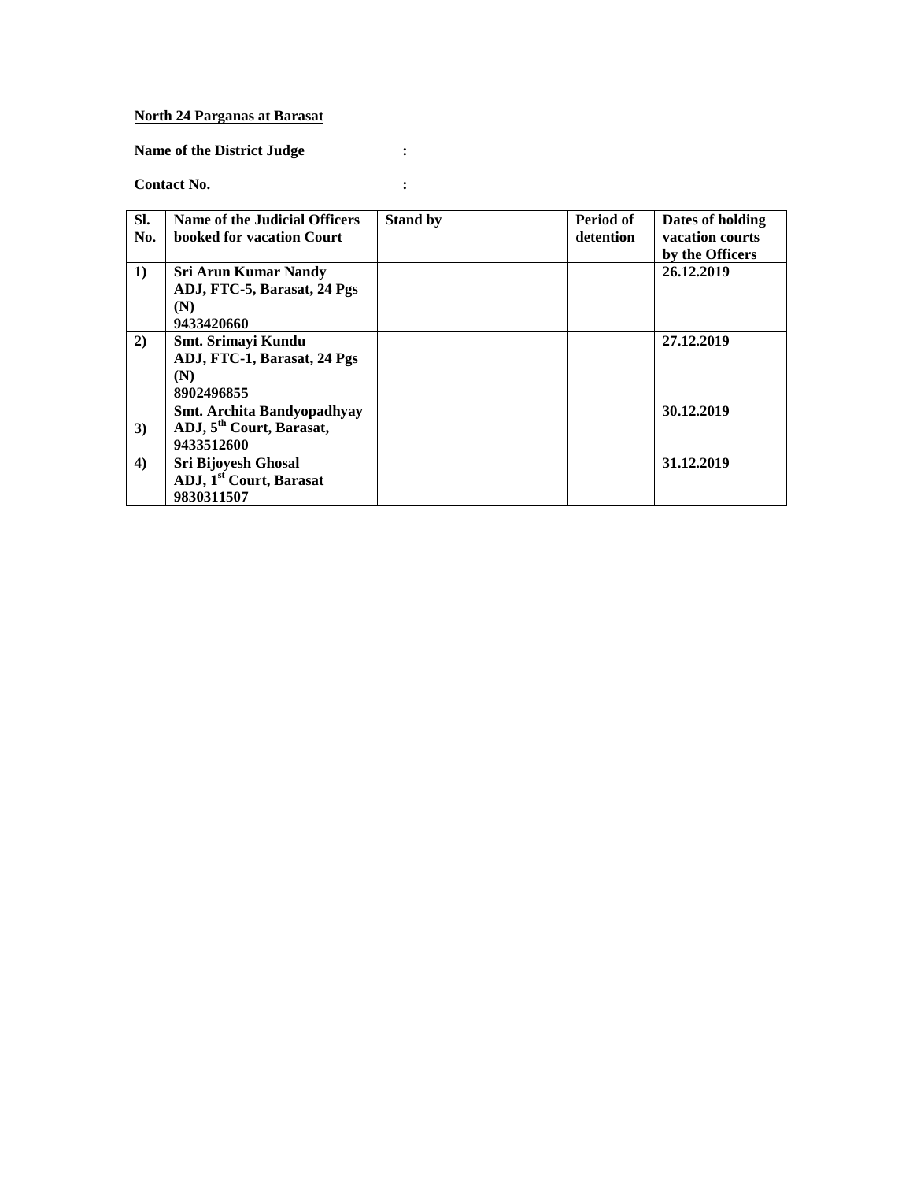**North 24 Parganas at Barasat**

**Name of the District Judge :**

**Contact No. :**

| Sl. No. | Name of the Judicial Officers booked for vacation Court | Stand by | Period of detention | Dates of holding vacation courts by the Officers |
|---|---|---|---|---|
| 1) | **Sri Arun Kumar Nandy**<br>**ADJ, FTC-5, Barasat, 24 Pgs (N)**<br>**9433420660** | | | **26.12.2019** |
| 2) | **Smt. Srimayi Kundu**<br>**ADJ, FTC-1, Barasat, 24 Pgs (N)**<br>**8902496855** | | | **27.12.2019** |
| 3) | **Smt. Archita Bandyopadhyay**<br>**ADJ, 5th Court, Barasat,**<br>**9433512600** | | | **30.12.2019** |
| 4) | **Sri Bijoyesh Ghosal**<br>**ADJ, 1st Court, Barasat**<br>**9830311507** | | | **31.12.2019** |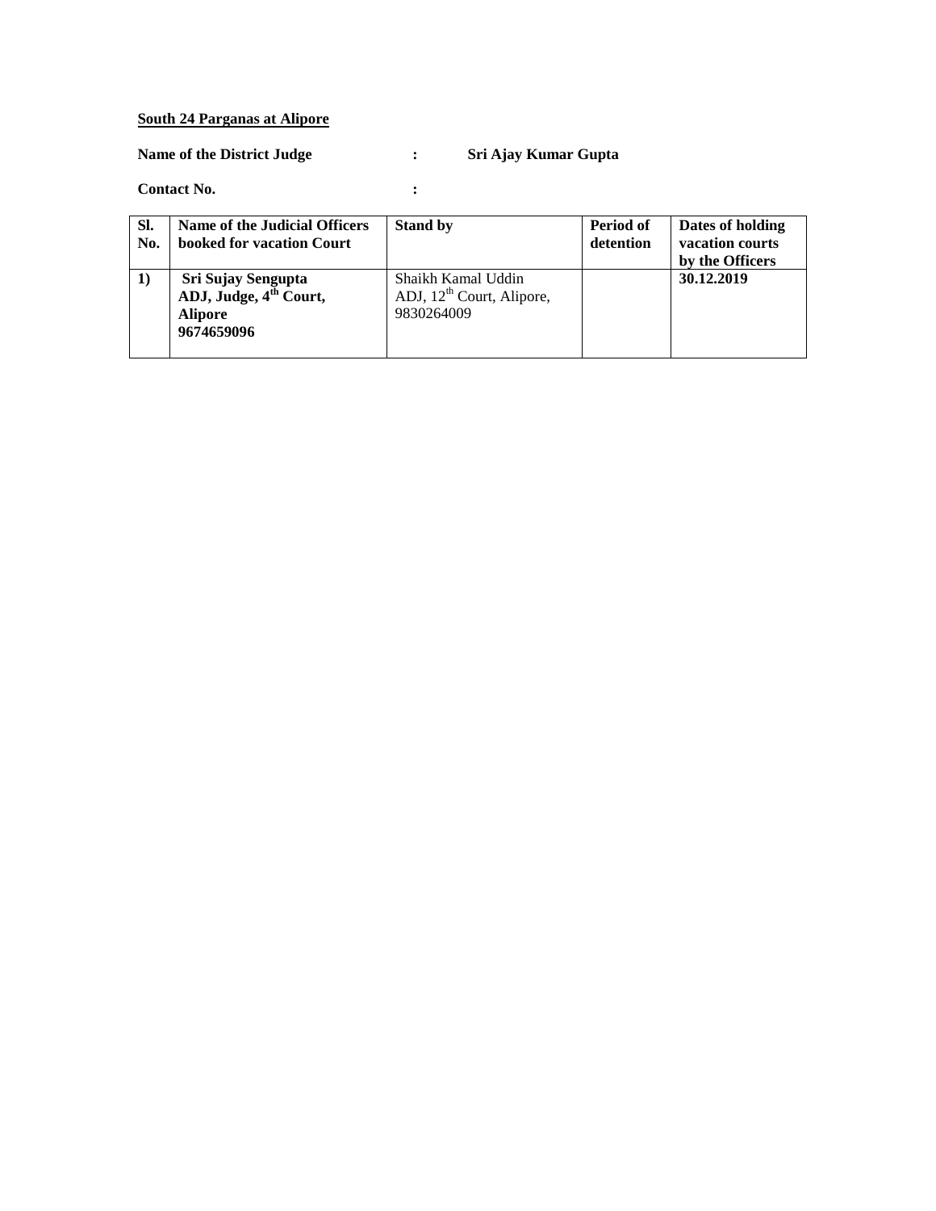**<u>South 24 Parganas at Alipore</u>**

**Name of the District Judge : Sri Ajay Kumar Gupta**

**Contact No. :**

| **Sl. No.** | **Name of the Judicial Officers booked for vacation Court** | **Stand by** | **Period of detention** | **Dates of holding vacation courts by the Officers** |
|---|---|---|---|---|
| **1)** | **Sri Sujay Sengupta ADJ, Judge, 4th Court, Alipore 9674659096** | Shaikh Kamal Uddin ADJ, 12th Court, Alipore, 9830264009 | | **30.12.2019** |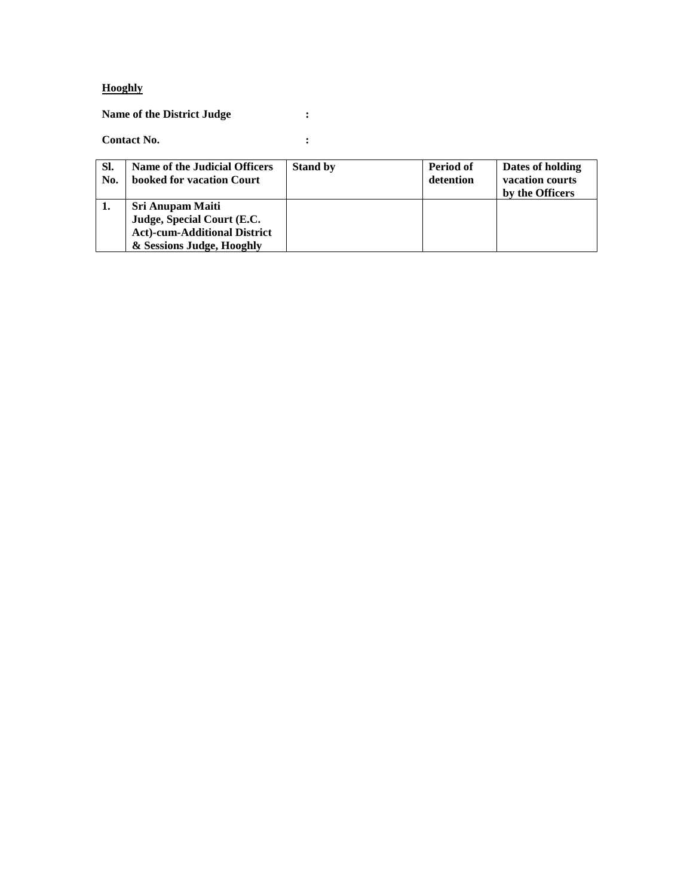**<u>Hooghly</u>**

**Name of the District Judge :**

**Contact No. :**

| Sl. No. | Name of the Judicial Officers booked for vacation Court | Stand by | Period of detention | Dates of holding vacation courts by the Officers |
|---|---|---|---|---|
| 1. | Sri Anupam Maiti Judge, Special Court (E.C. Act)-cum-Additional District & Sessions Judge, Hooghly | | | |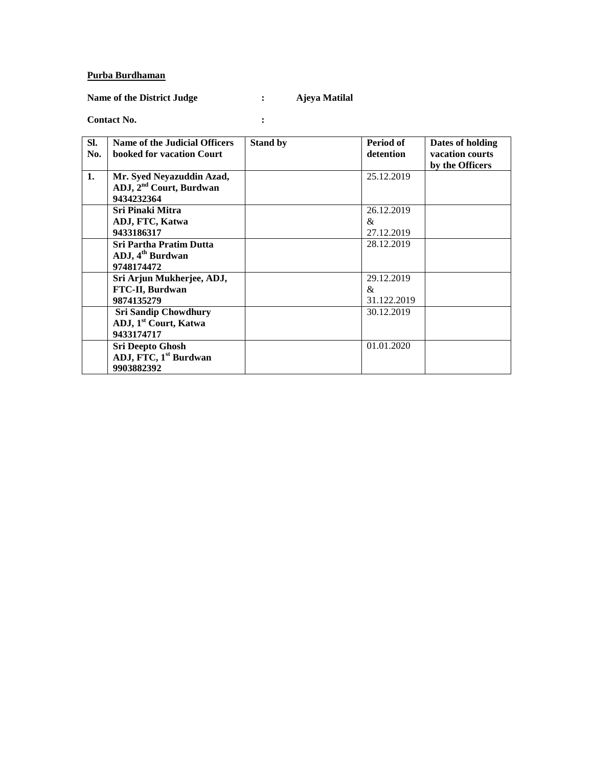**Purba Burdhaman**

**Name of the District Judge : Ajeya Matilal**

**Contact No. :**

| Sl. No. | Name of the Judicial Officers booked for vacation Court | Stand by | Period of detention | Dates of holding vacation courts by the Officers |
|---|---|---|---|---|
| **1.** | **Mr. Syed Neyazuddin Azad, ADJ, 2nd Court, Burdwan 9434232364** | | 25.12.2019 | |
| | **Sri Pinaki Mitra ADJ, FTC, Katwa 9433186317** | | 26.12.2019 & 27.12.2019 | |
| | **Sri Partha Pratim Dutta ADJ, 4th Burdwan 9748174472** | | 28.12.2019 | |
| | **Sri Arjun Mukherjee, ADJ, FTC-II, Burdwan 9874135279** | | 29.12.2019 & 31.122.2019 | |
| | **Sri Sandip Chowdhury ADJ, 1st Court, Katwa 9433174717** | | 30.12.2019 | |
| | **Sri Deepto Ghosh ADJ, FTC, 1st Burdwan 9903882392** | | 01.01.2020 | |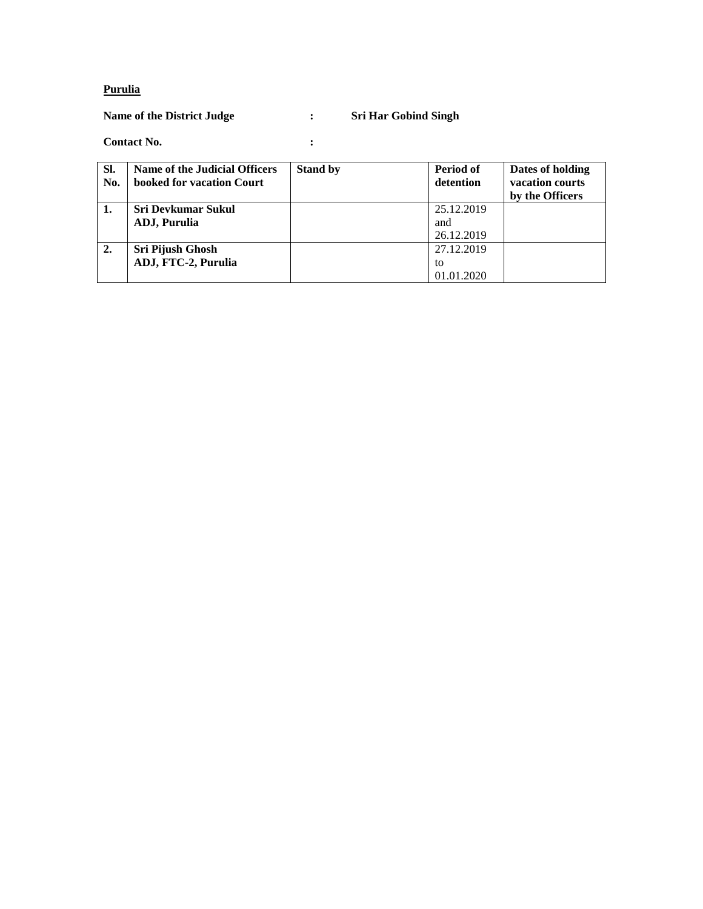**Purulia**

**Name of the District Judge : Sri Har Gobind Singh**

**Contact No. :**

| Sl. No. | Name of the Judicial Officers booked for vacation Court | Stand by | Period of detention | Dates of holding vacation courts by the Officers |
|---|---|---|---|---|
| **1.** | **Sri Devkumar Sukul ADJ, Purulia** | | 25.12.2019 and 26.12.2019 | |
| **2.** | **Sri Pijush Ghosh ADJ, FTC-2, Purulia** | | 27.12.2019 to 01.01.2020 | |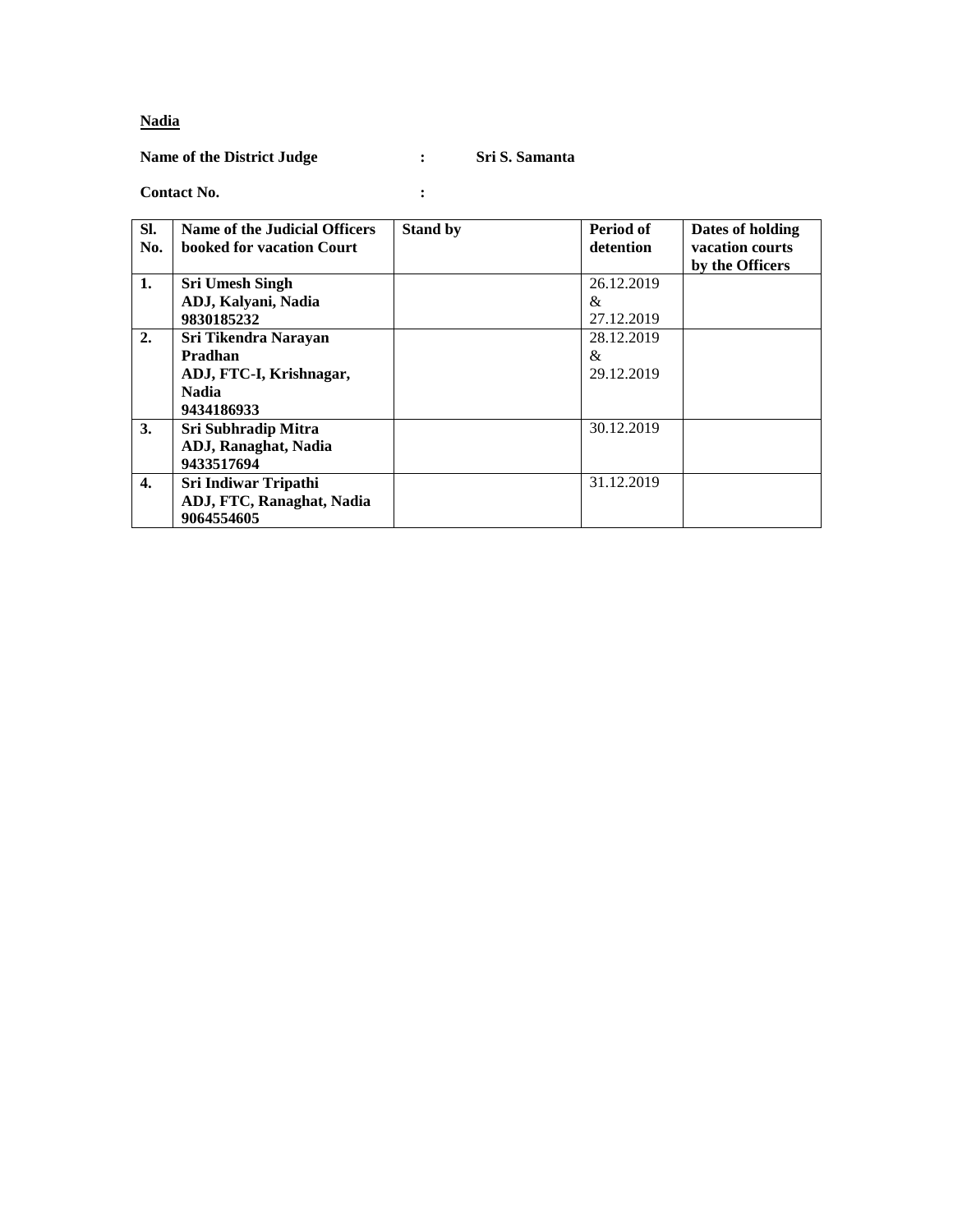**Nadia**

**Name of the District Judge : Sri S. Samanta**

**Contact No. :**

| Sl. No. | Name of the Judicial Officers booked for vacation Court | Stand by | Period of detention | Dates of holding vacation courts by the Officers |
|---|---|---|---|---|
| **1.** | **Sri Umesh Singh ADJ, Kalyani, Nadia 9830185232** | | 26.12.2019 & 27.12.2019 | |
| **2.** | **Sri Tikendra Narayan Pradhan ADJ, FTC-I, Krishnagar, Nadia 9434186933** | | 28.12.2019 & 29.12.2019 | |
| **3.** | **Sri Subhradip Mitra ADJ, Ranaghat, Nadia 9433517694** | | 30.12.2019 | |
| **4.** | **Sri Indiwar Tripathi ADJ, FTC, Ranaghat, Nadia 9064554605** | | 31.12.2019 | |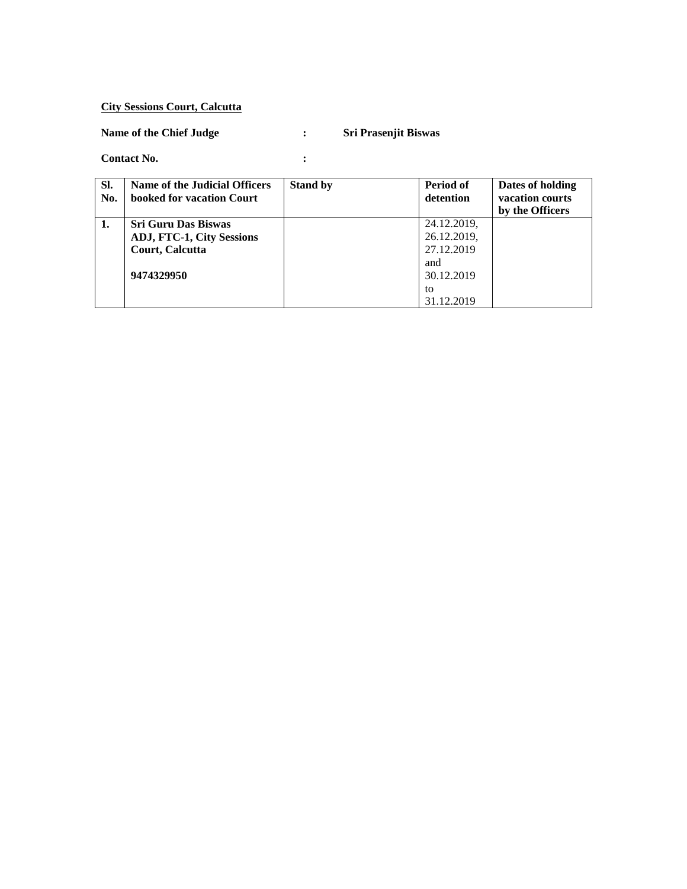**City Sessions Court, Calcutta**

**Name of the Chief Judge** : **Sri Prasenjit Biswas**

**Contact No.** :

| Sl. No. | Name of the Judicial Officers booked for vacation Court | Stand by | Period of detention | Dates of holding vacation courts by the Officers |
|---|---|---|---|---|
| **1.** | **Sri Guru Das Biswas ADJ, FTC-1, City Sessions Court, Calcutta**<br><br>**9474329950** | | 24.12.2019, 26.12.2019, 27.12.2019 and 30.12.2019 to 31.12.2019 | |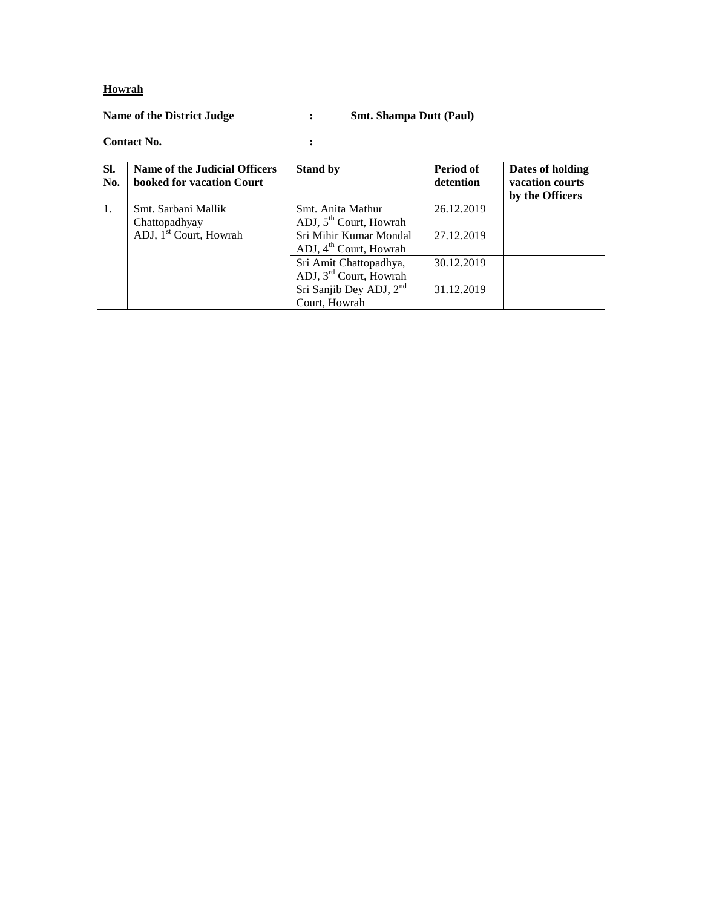**Howrah**

**Name of the District Judge : Smt. Shampa Dutt (Paul)**

**Contact No. :**

| Sl. No. | Name of the Judicial Officers booked for vacation Court | Stand by | Period of detention | Dates of holding vacation courts by the Officers |
|---|---|---|---|---|
| 1. | Smt. Sarbani Mallik Chattopadhyay ADJ, 1st Court, Howrah | Smt. Anita Mathur ADJ, 5th Court, Howrah | 26.12.2019 | |
| | | Sri Mihir Kumar Mondal ADJ, 4th Court, Howrah | 27.12.2019 | |
| | | Sri Amit Chattopadhya, ADJ, 3rd Court, Howrah | 30.12.2019 | |
| | | Sri Sanjib Dey ADJ, 2nd Court, Howrah | 31.12.2019 | |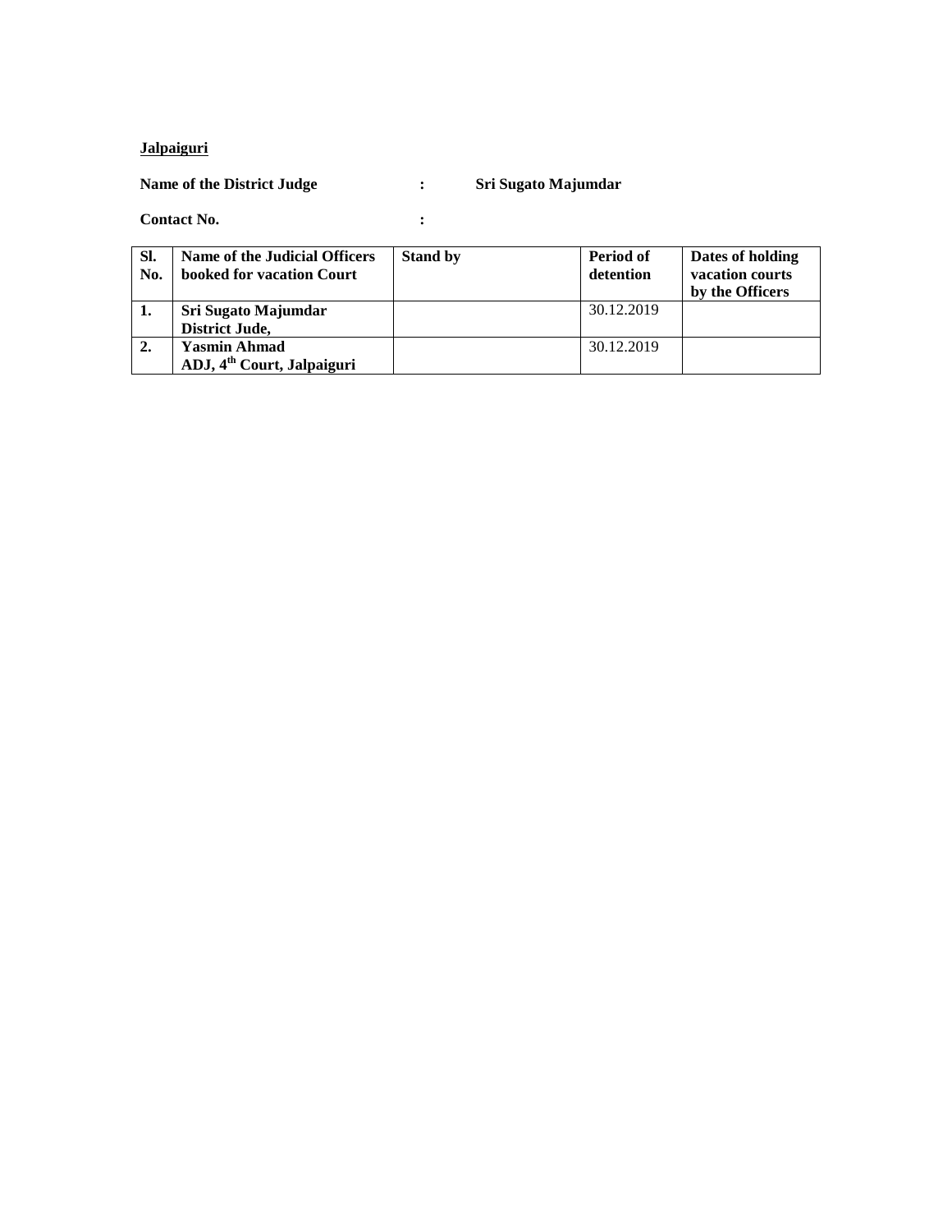**<u>Jalpaiguri</u>**

**Name of the District Judge : Sri Sugato Majumdar**

**Contact No. :**

| Sl. No. | Name of the Judicial Officers booked for vacation Court | Stand by | Period of detention | Dates of holding vacation courts by the Officers |
|---|---|---|---|---|
| **1.** | **Sri Sugato Majumdar**<br>**District Jude,** | | 30.12.2019 | |
| **2.** | **Yasmin Ahmad**<br>**ADJ, 4th Court, Jalpaiguri** | | 30.12.2019 | |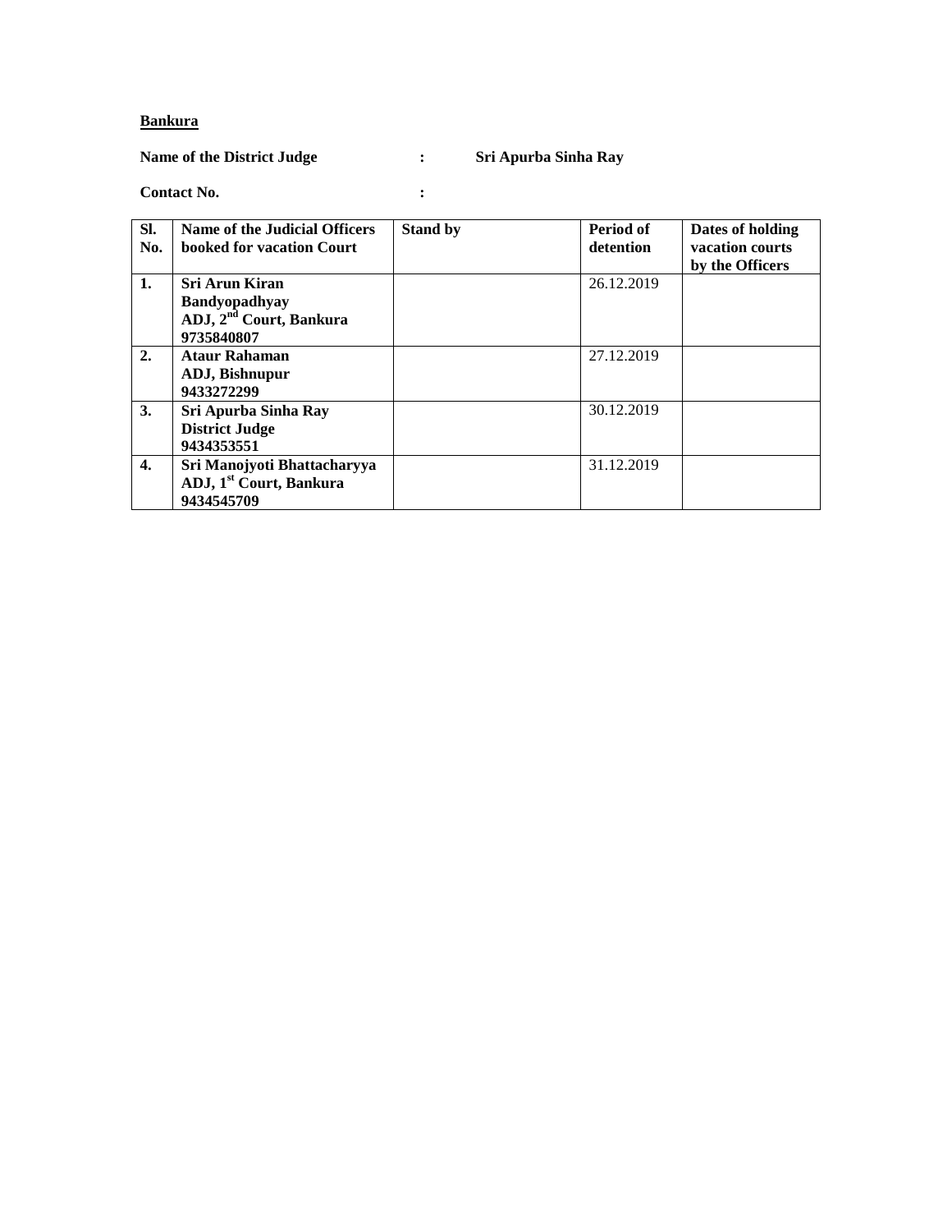**Bankura**

**Name of the District Judge : Sri Apurba Sinha Ray**

**Contact No. :**

| Sl. No. | Name of the Judicial Officers booked for vacation Court | Stand by | Period of detention | Dates of holding vacation courts by the Officers |
|---|---|---|---|---|
| **1.** | **Sri Arun Kiran Bandyopadhyay ADJ, 2nd Court, Bankura 9735840807** | | 26.12.2019 | |
| **2.** | **Ataur Rahaman ADJ, Bishnupur 9433272299** | | 27.12.2019 | |
| **3.** | **Sri Apurba Sinha Ray District Judge 9434353551** | | 30.12.2019 | |
| **4.** | **Sri Manojyoti Bhattacharyya ADJ, 1st Court, Bankura 9434545709** | | 31.12.2019 | |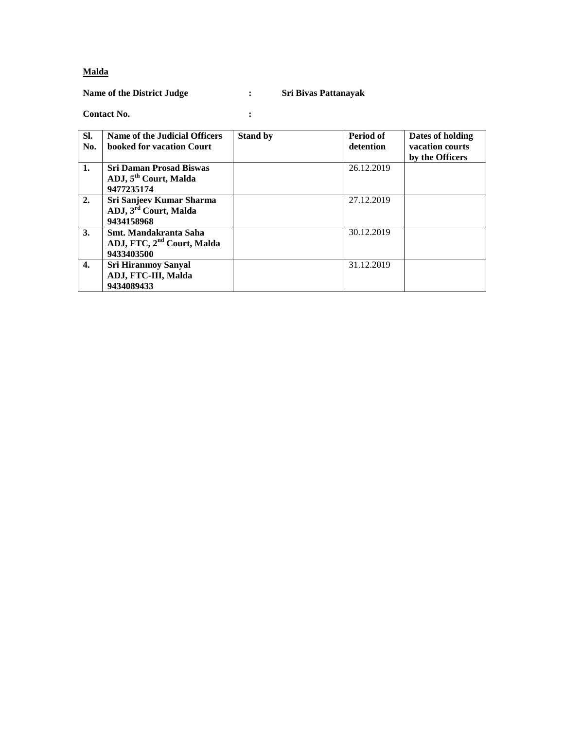**<u>Malda</u>**

**Name of the District Judge : Sri Bivas Pattanayak**

**Contact No. :**

| Sl. No. | Name of the Judicial Officers booked for vacation Court | Stand by | Period of detention | Dates of holding vacation courts by the Officers |
|---|---|---|---|---|
| **1.** | **Sri Daman Prosad Biswas ADJ, 5th Court, Malda 9477235174** | | 26.12.2019 | |
| **2.** | **Sri Sanjeev Kumar Sharma ADJ, 3rd Court, Malda 9434158968** | | 27.12.2019 | |
| **3.** | **Smt. Mandakranta Saha ADJ, FTC, 2nd Court, Malda 9433403500** | | 30.12.2019 | |
| **4.** | **Sri Hiranmoy Sanyal ADJ, FTC-III, Malda 9434089433** | | 31.12.2019 | |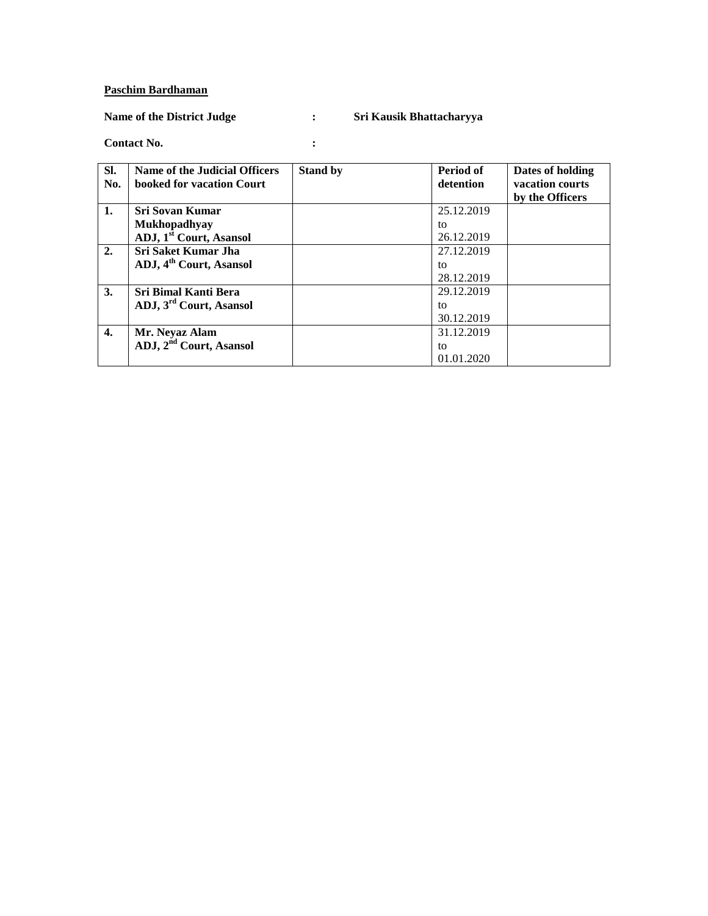**<u>Paschim Bardhaman</u>**

**Name of the District Judge : Sri Kausik Bhattacharyya**

**Contact No. :**

| Sl. No. | Name of the Judicial Officers booked for vacation Court | Stand by | Period of detention | Dates of holding vacation courts by the Officers |
|---|---|---|---|---|
| **1.** | **Sri Sovan Kumar Mukhopadhyay ADJ, 1st Court, Asansol** | | 25.12.2019 to 26.12.2019 | |
| **2.** | **Sri Saket Kumar Jha ADJ, 4th Court, Asansol** | | 27.12.2019 to 28.12.2019 | |
| **3.** | **Sri Bimal Kanti Bera ADJ, 3rd Court, Asansol** | | 29.12.2019 to 30.12.2019 | |
| **4.** | **Mr. Neyaz Alam ADJ, 2nd Court, Asansol** | | 31.12.2019 to 01.01.2020 | |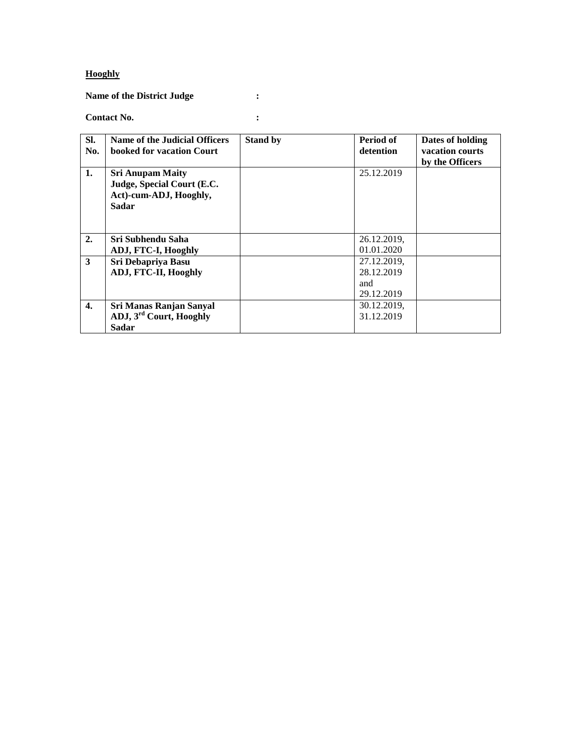**<u>Hooghly</u>**

**Name of the District Judge :**

**Contact No. :**

| Sl. No. | Name of the Judicial Officers booked for vacation Court | Stand by | Period of detention | Dates of holding vacation courts by the Officers |
|---|---|---|---|---|
| **1.** | **Sri Anupam Maity Judge, Special Court (E.C. Act)-cum-ADJ, Hooghly, Sadar** | | 25.12.2019 | |
| **2.** | **Sri Subhendu Saha ADJ, FTC-I, Hooghly** | | 26.12.2019, 01.01.2020 | |
| **3** | **Sri Debapriya Basu ADJ, FTC-II, Hooghly** | | 27.12.2019, 28.12.2019 and 29.12.2019 | |
| **4.** | **Sri Manas Ranjan Sanyal ADJ, 3rd Court, Hooghly Sadar** | | 30.12.2019, 31.12.2019 | |